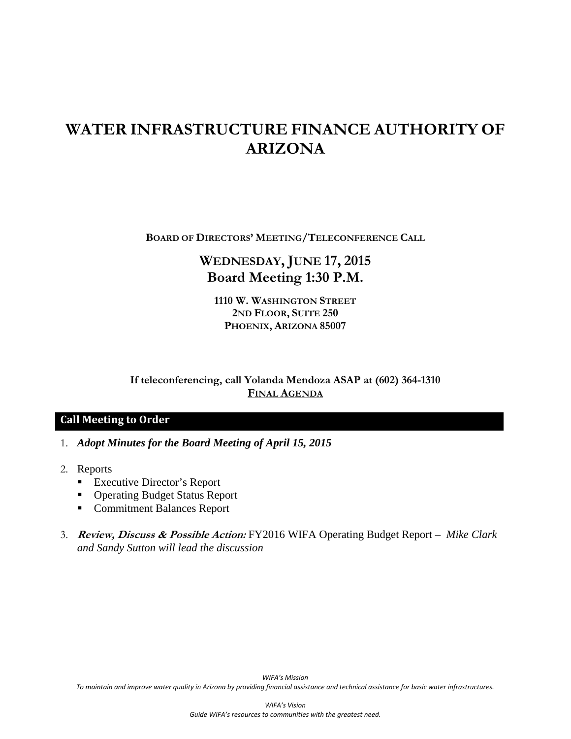# WATER INFRASTRUCTURE FINANCE AUTHORITY OF ARIZONA

**BOARD OF DIRECTORS' MEETING/TELECONFERENCE CALL**

## WEDNESDAY, JUNE 17, 2015
## Board Meeting 1:30 P.M.

**1110 W. WASHINGTON STREET**
**2ND FLOOR, SUITE 250**
**PHOENIX, ARIZONA 85007**

**If teleconferencing, call Yolanda Mendoza ASAP at (602) 364-1310**
**FINAL AGENDA**

## Call Meeting to Order

1. ***Adopt Minutes for the Board Meeting of April 15, 2015***

2. Reports
   - Executive Director's Report
   - Operating Budget Status Report
   - Commitment Balances Report

3. ***Review, Discuss & Possible Action:*** FY2016 WIFA Operating Budget Report – *Mike Clark and Sandy Sutton will lead the discussion*

*WIFA's Mission*
*To maintain and improve water quality in Arizona by providing financial assistance and technical assistance for basic water infrastructures.*

*WIFA's Vision*
*Guide WIFA's resources to communities with the greatest need.*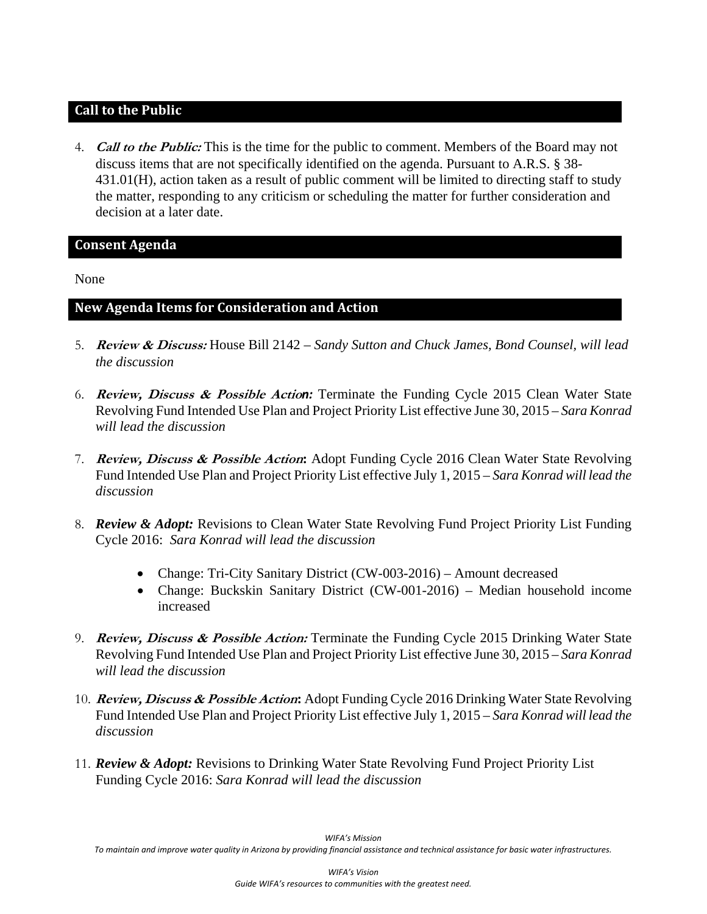## Call to the Public

4. ***Call to the Public:*** This is the time for the public to comment. Members of the Board may not discuss items that are not specifically identified on the agenda. Pursuant to A.R.S. § 38-431.01(H), action taken as a result of public comment will be limited to directing staff to study the matter, responding to any criticism or scheduling the matter for further consideration and decision at a later date.

## Consent Agenda

None

## New Agenda Items for Consideration and Action

5. ***Review & Discuss:*** House Bill 2142 – *Sandy Sutton and Chuck James, Bond Counsel, will lead the discussion*

6. ***Review, Discuss & Possible Action:*** Terminate the Funding Cycle 2015 Clean Water State Revolving Fund Intended Use Plan and Project Priority List effective June 30, 2015 – *Sara Konrad will lead the discussion*

7. ***Review, Discuss & Possible Action:*** Adopt Funding Cycle 2016 Clean Water State Revolving Fund Intended Use Plan and Project Priority List effective July 1, 2015 – *Sara Konrad will lead the discussion*

8. ***Review & Adopt:*** Revisions to Clean Water State Revolving Fund Project Priority List Funding Cycle 2016: *Sara Konrad will lead the discussion*

    - Change: Tri-City Sanitary District (CW-003-2016) – Amount decreased
    - Change: Buckskin Sanitary District (CW-001-2016) – Median household income increased

9. ***Review, Discuss & Possible Action:*** Terminate the Funding Cycle 2015 Drinking Water State Revolving Fund Intended Use Plan and Project Priority List effective June 30, 2015 – *Sara Konrad will lead the discussion*

10. ***Review, Discuss & Possible Action:*** Adopt Funding Cycle 2016 Drinking Water State Revolving Fund Intended Use Plan and Project Priority List effective July 1, 2015 – *Sara Konrad will lead the discussion*

11. ***Review & Adopt:*** Revisions to Drinking Water State Revolving Fund Project Priority List Funding Cycle 2016: *Sara Konrad will lead the discussion*

*WIFA's Mission*
*To maintain and improve water quality in Arizona by providing financial assistance and technical assistance for basic water infrastructures.*

*WIFA's Vision*
*Guide WIFA's resources to communities with the greatest need.*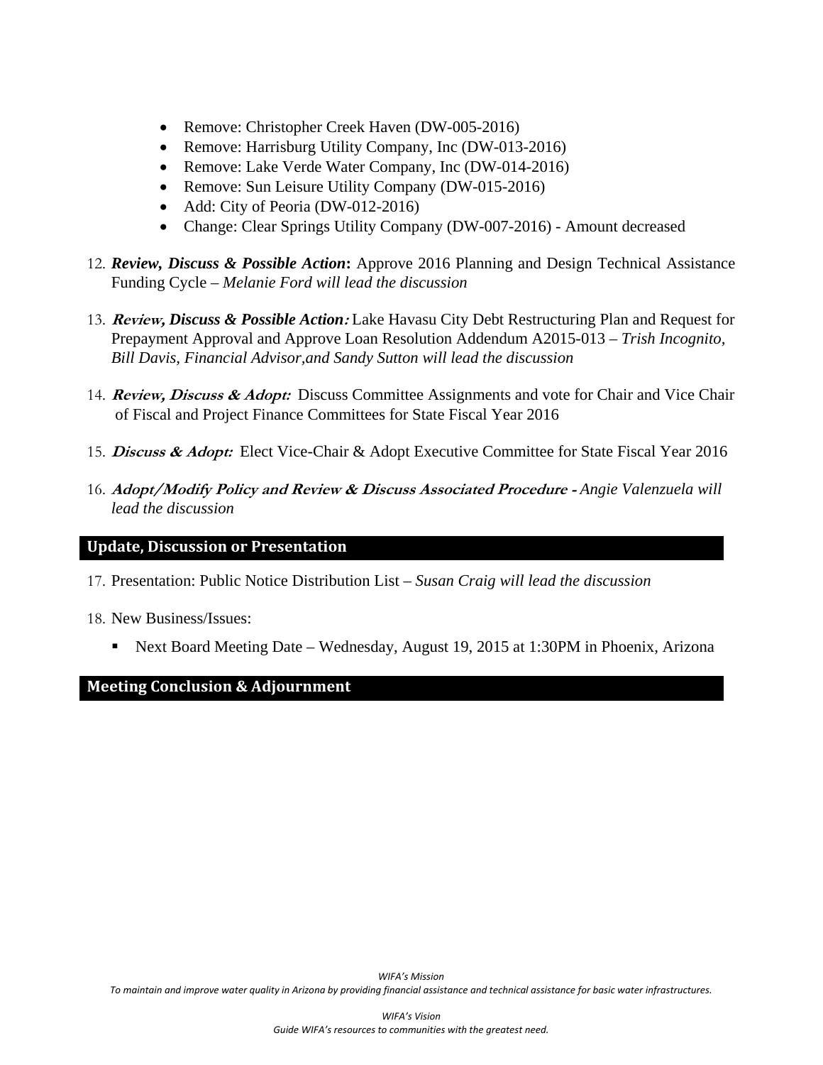- Remove: Christopher Creek Haven (DW-005-2016)
- Remove: Harrisburg Utility Company, Inc (DW-013-2016)
- Remove: Lake Verde Water Company, Inc (DW-014-2016)
- Remove: Sun Leisure Utility Company (DW-015-2016)
- Add: City of Peoria (DW-012-2016)
- Change: Clear Springs Utility Company (DW-007-2016) - Amount decreased

12. ***Review, Discuss & Possible Action*:** Approve 2016 Planning and Design Technical Assistance Funding Cycle – *Melanie Ford will lead the discussion*

13. ***Review, Discuss & Possible Action:*** Lake Havasu City Debt Restructuring Plan and Request for Prepayment Approval and Approve Loan Resolution Addendum A2015-013 – *Trish Incognito, Bill Davis, Financial Advisor,and Sandy Sutton will lead the discussion*

14. ***Review, Discuss & Adopt:*** Discuss Committee Assignments and vote for Chair and Vice Chair of Fiscal and Project Finance Committees for State Fiscal Year 2016

15. ***Discuss & Adopt:*** Elect Vice-Chair & Adopt Executive Committee for State Fiscal Year 2016

16. ***Adopt/Modify Policy and Review & Discuss Associated Procedure -*** *Angie Valenzuela will lead the discussion*

## Update, Discussion or Presentation

17. Presentation: Public Notice Distribution List – *Susan Craig will lead the discussion*

18. New Business/Issues:
    - Next Board Meeting Date – Wednesday, August 19, 2015 at 1:30PM in Phoenix, Arizona

## Meeting Conclusion & Adjournment

*WIFA's Mission*
*To maintain and improve water quality in Arizona by providing financial assistance and technical assistance for basic water infrastructures.*

*WIFA's Vision*
*Guide WIFA's resources to communities with the greatest need.*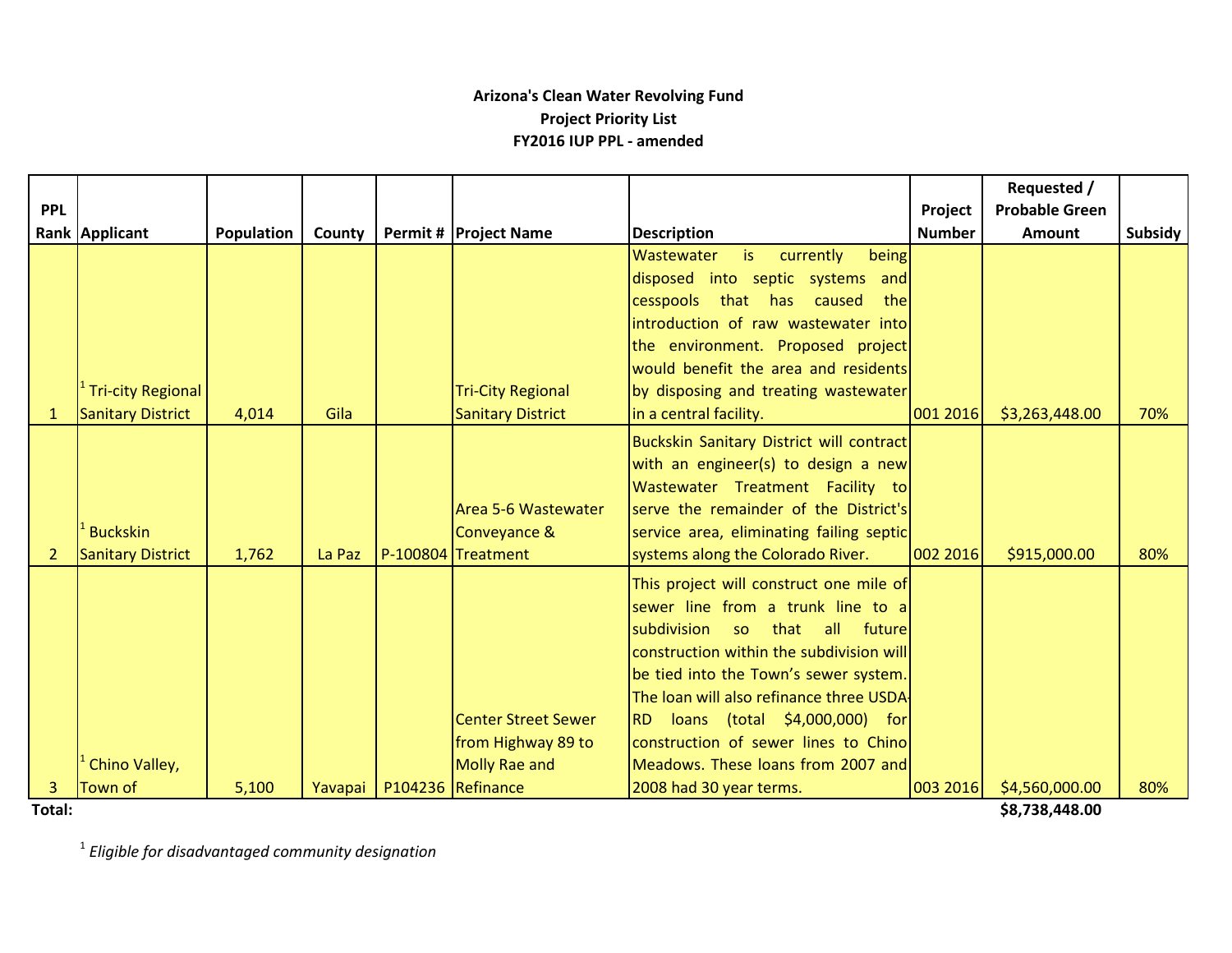**Arizona's Clean Water Revolving Fund**
**Project Priority List**
**FY2016 IUP PPL - amended**

| PPL Rank | Applicant | Population | County | Permit # | Project Name | Description | Project Number | Requested / Probable Green Amount | Subsidy |
|---|---|---|---|---|---|---|---|---|---|
| 1 | [1] Tri-city Regional Sanitary District | 4,014 | Gila | | Tri-City Regional Sanitary District | Wastewater is currently being disposed into septic systems and cesspools that has caused the introduction of raw wastewater into the environment. Proposed project would benefit the area and residents by disposing and treating wastewater in a central facility. | 001 2016 | $3,263,448.00 | 70% |
| 2 | [1] Buckskin Sanitary District | 1,762 | La Paz | P-100804 | Area 5-6 Wastewater Conveyance & Treatment | Buckskin Sanitary District will contract with an engineer(s) to design a new Wastewater Treatment Facility to serve the remainder of the District's service area, eliminating failing septic systems along the Colorado River. | 002 2016 | $915,000.00 | 80% |
| 3 | [1] Chino Valley, Town of | 5,100 | Yavapai | P104236 | Center Street Sewer from Highway 89 to Molly Rae and Refinance | This project will construct one mile of sewer line from a trunk line to a subdivision so that all future construction within the subdivision will be tied into the Town's sewer system. The loan will also refinance three USDA-RD loans (total $4,000,000) for construction of sewer lines to Chino Meadows. These loans from 2007 and 2008 had 30 year terms. | 003 2016 | $4,560,000.00 | 80% |
| **Total:** | | | | | | | | **$8,738,448.00** | |

[1] *Eligible for disadvantaged community designation*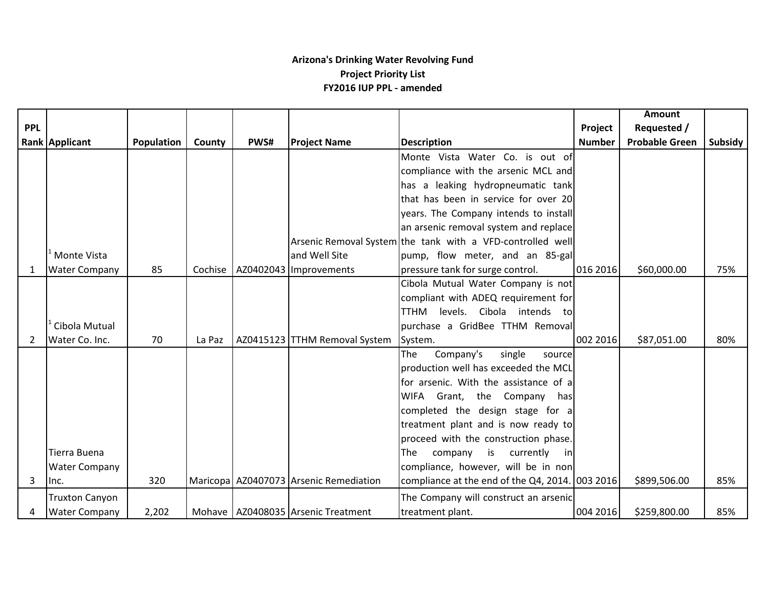**Arizona's Drinking Water Revolving Fund**
**Project Priority List**
**FY2016 IUP PPL - amended**

| PPL Rank | Applicant | Population | County | PWS# | Project Name | Description | Project Number | Amount Requested / Probable Green | Subsidy |
|---|---|---|---|---|---|---|---|---|---|
| 1 | [1] Monte Vista Water Company | 85 | Cochise | AZ0402043 | Arsenic Removal System and Well Site Improvements | Monte Vista Water Co. is out of compliance with the arsenic MCL and has a leaking hydropneumatic tank that has been in service for over 20 years. The Company intends to install an arsenic removal system and replace the tank with a VFD-controlled well pump, flow meter, and an 85-gal pressure tank for surge control. | 016 2016 | $60,000.00 | 75% |
| 2 | [1] Cibola Mutual Water Co. Inc. | 70 | La Paz | AZ0415123 | TTHM Removal System | Cibola Mutual Water Company is not compliant with ADEQ requirement for TTHM levels. Cibola intends to purchase a GridBee TTHM Removal System. | 002 2016 | $87,051.00 | 80% |
| 3 | Tierra Buena Water Company Inc. | 320 | Maricopa | AZ0407073 | Arsenic Remediation | The Company's single source production well has exceeded the MCL for arsenic. With the assistance of a WIFA Grant, the Company has completed the design stage for a treatment plant and is now ready to proceed with the construction phase. The company is currently in compliance, however, will be in non compliance at the end of the Q4, 2014. | 003 2016 | $899,506.00 | 85% |
| 4 | Truxton Canyon Water Company | 2,202 | Mohave | AZ0408035 | Arsenic Treatment | The Company will construct an arsenic treatment plant. | 004 2016 | $259,800.00 | 85% |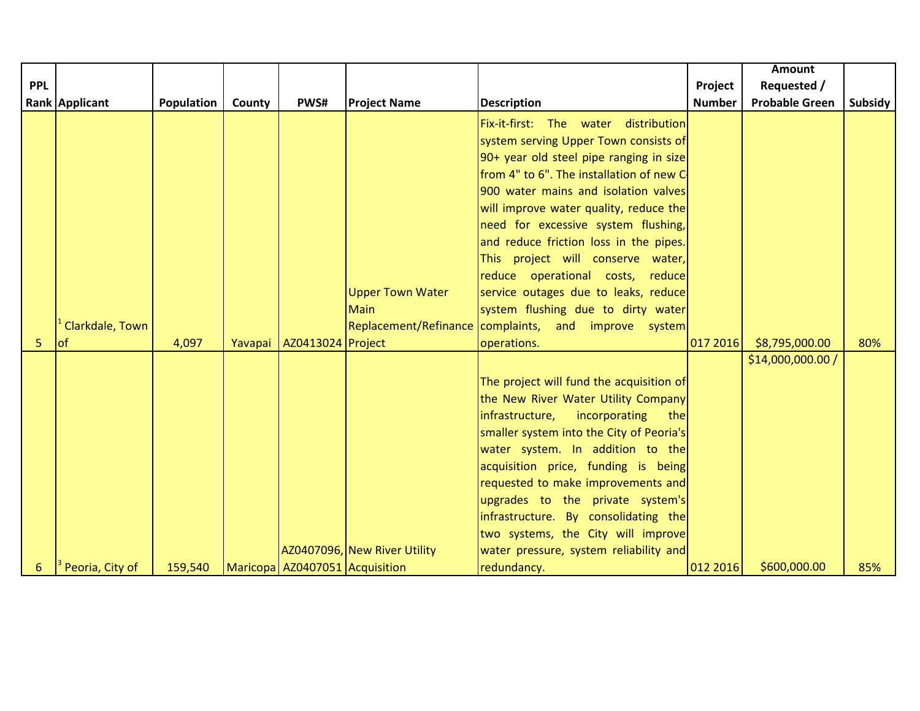| PPL Rank | Applicant | Population | County | PWS# | Project Name | Description | Project Number | Amount Requested / Probable Green | Subsidy |
|---|---|---|---|---|---|---|---|---|---|
| 5 | [1] Clarkdale, Town of | 4,097 | Yavapai | AZ0413024 | Upper Town Water Main Replacement/Refinance Project | Fix-it-first: The water distribution system serving Upper Town consists of 90+ year old steel pipe ranging in size from 4" to 6". The installation of new C-900 water mains and isolation valves will improve water quality, reduce the need for excessive system flushing, and reduce friction loss in the pipes. This project will conserve water, reduce operational costs, reduce service outages due to leaks, reduce system flushing due to dirty water complaints, and improve system operations. | 017 2016 | $8,795,000.00 | 80% |
| 6 | [3] Peoria, City of | 159,540 | Maricopa | AZ0407096, AZ0407051 | New River Utility Acquisition | The project will fund the acquisition of the New River Water Utility Company infrastructure, incorporating the smaller system into the City of Peoria's water system. In addition to the acquisition price, funding is being requested to make improvements and upgrades to the private system's infrastructure. By consolidating the two systems, the City will improve water pressure, system reliability and redundancy. | 012 2016 | $14,000,000.00 / $600,000.00 | 85% |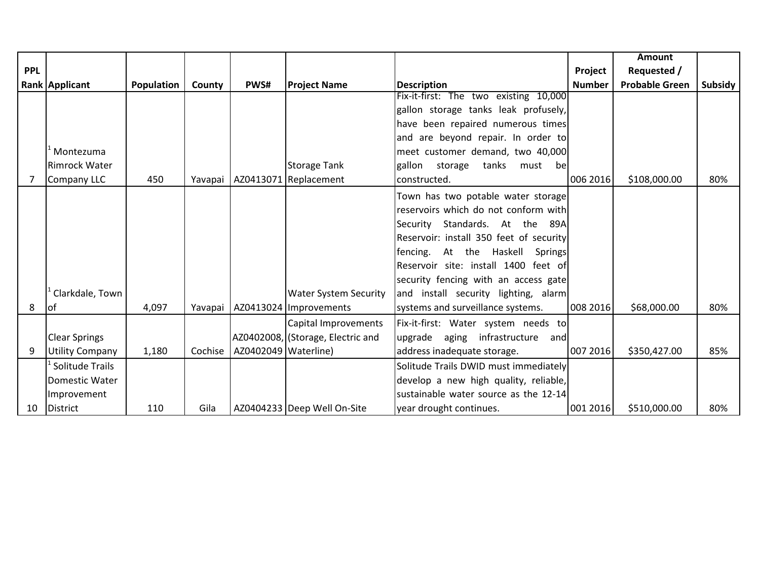| PPL Rank | Applicant | Population | County | PWS# | Project Name | Description | Project Number | Amount Requested / Probable Green | Subsidy |
|---|---|---|---|---|---|---|---|---|---|
| 7 | [1] Montezuma Rimrock Water Company LLC | 450 | Yavapai | AZ0413071 | Storage Tank Replacement | Fix-it-first: The two existing 10,000 gallon storage tanks leak profusely, have been repaired numerous times and are beyond repair. In order to meet customer demand, two 40,000 gallon storage tanks must be constructed. | 006 2016 | $108,000.00 | 80% |
| 8 | [1] Clarkdale, Town of | 4,097 | Yavapai | AZ0413024 | Water System Security Improvements | Town has two potable water storage reservoirs which do not conform with Security Standards. At the 89A Reservoir: install 350 feet of security fencing. At the Haskell Springs Reservoir site: install 1400 feet of security fencing with an access gate and install security lighting, alarm systems and surveillance systems. | 008 2016 | $68,000.00 | 80% |
| 9 | Clear Springs Utility Company | 1,180 | Cochise | AZ0402008, AZ0402049 | Capital Improvements (Storage, Electric and Waterline) | Fix-it-first: Water system needs to upgrade aging infrastructure and address inadequate storage. | 007 2016 | $350,427.00 | 85% |
| 10 | [1] Solitude Trails Domestic Water Improvement District | 110 | Gila | AZ0404233 | Deep Well On-Site | Solitude Trails DWID must immediately develop a new high quality, reliable, sustainable water source as the 12-14 year drought continues. | 001 2016 | $510,000.00 | 80% |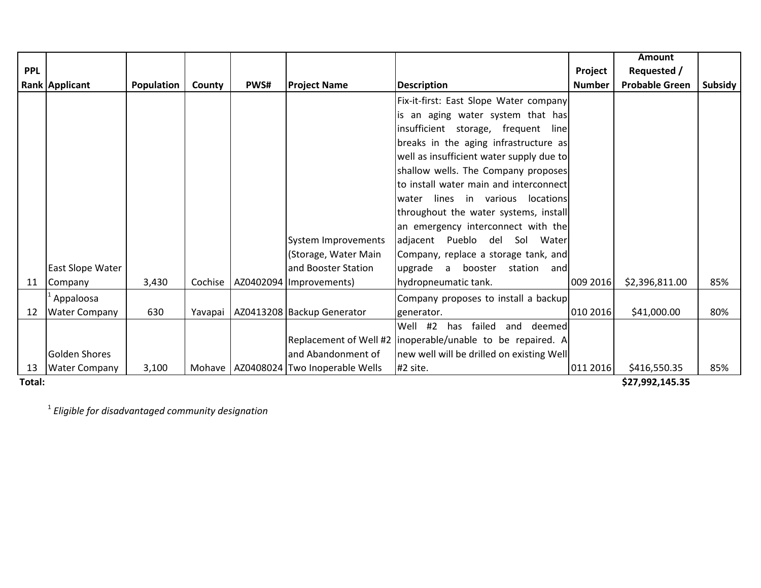| PPL Rank | Applicant | Population | County | PWS# | Project Name | Description | Project Number | Amount Requested / Probable Green | Subsidy |
|---|---|---|---|---|---|---|---|---|---|
| 11 | East Slope Water Company | 3,430 | Cochise | AZ0402094 | System Improvements (Storage, Water Main and Booster Station Improvements) | Fix-it-first: East Slope Water company is an aging water system that has insufficient storage, frequent line breaks in the aging infrastructure as well as insufficient water supply due to shallow wells. The Company proposes to install water main and interconnect water lines in various locations throughout the water systems, install an emergency interconnect with the adjacent Pueblo del Sol Water Company, replace a storage tank, and upgrade a booster station and hydropneumatic tank. | 009 2016 | $2,396,811.00 | 85% |
| 12 | [1] Appaloosa Water Company | 630 | Yavapai | AZ0413208 | Backup Generator | Company proposes to install a backup generator. | 010 2016 | $41,000.00 | 80% |
| 13 | Golden Shores Water Company | 3,100 | Mohave | AZ0408024 | Replacement of Well #2 and Abandonment of Two Inoperable Wells | Well #2 has failed and deemed inoperable/unable to be repaired. A new well will be drilled on existing Well #2 site. | 011 2016 | $416,550.35 | 85% |
| **Total:** | | | | | | | | **$27,992,145.35** | |

[1] *Eligible for disadvantaged community designation*